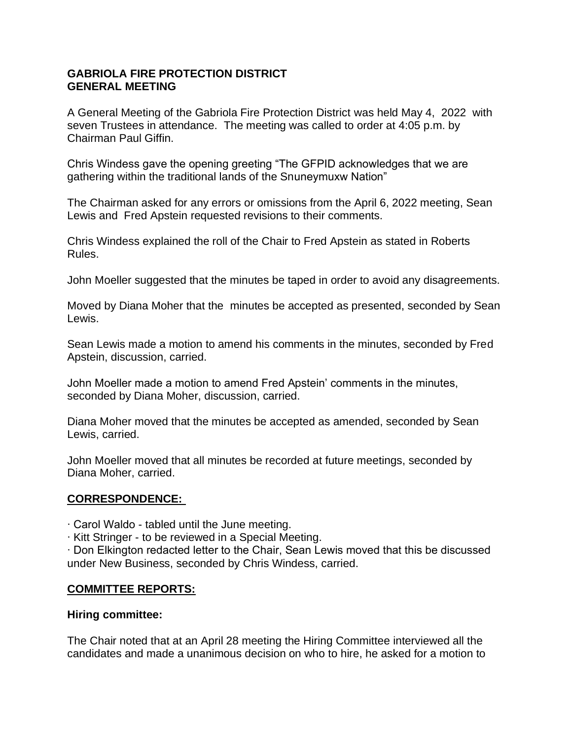**GABRIOLA FIRE PROTECTION DISTRICT**
**GENERAL MEETING**

A General Meeting of the Gabriola Fire Protection District was held May 4, 2022 with seven Trustees in attendance. The meeting was called to order at 4:05 p.m. by Chairman Paul Giffin.

Chris Windess gave the opening greeting "The GFPID acknowledges that we are gathering within the traditional lands of the Snuneymuxw Nation"

The Chairman asked for any errors or omissions from the April 6, 2022 meeting, Sean Lewis and Fred Apstein requested revisions to their comments.

Chris Windess explained the roll of the Chair to Fred Apstein as stated in Roberts Rules.

John Moeller suggested that the minutes be taped in order to avoid any disagreements.

Moved by Diana Moher that the minutes be accepted as presented, seconded by Sean Lewis.

Sean Lewis made a motion to amend his comments in the minutes, seconded by Fred Apstein, discussion, carried.

John Moeller made a motion to amend Fred Apstein' comments in the minutes, seconded by Diana Moher, discussion, carried.

Diana Moher moved that the minutes be accepted as amended, seconded by Sean Lewis, carried.

John Moeller moved that all minutes be recorded at future meetings, seconded by Diana Moher, carried.

**CORRESPONDENCE:**

· Carol Waldo - tabled until the June meeting.
· Kitt Stringer - to be reviewed in a Special Meeting.
· Don Elkington redacted letter to the Chair, Sean Lewis moved that this be discussed under New Business, seconded by Chris Windess, carried.

**COMMITTEE REPORTS:**

**Hiring committee:**

The Chair noted that at an April 28 meeting the Hiring Committee interviewed all the candidates and made a unanimous decision on who to hire, he asked for a motion to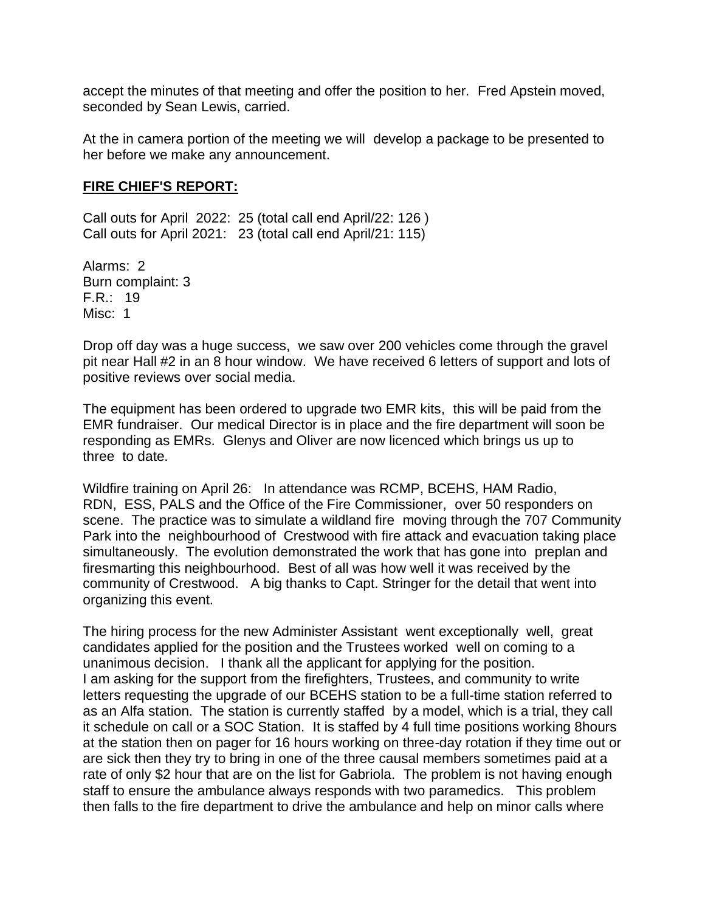accept the minutes of that meeting and offer the position to her. Fred Apstein moved, seconded by Sean Lewis, carried.

At the in camera portion of the meeting we will develop a package to be presented to her before we make any announcement.

**FIRE CHIEF'S REPORT:**

Call outs for April 2022: 25 (total call end April/22: 126 )
Call outs for April 2021: 23 (total call end April/21: 115)

Alarms: 2
Burn complaint: 3
F.R.: 19
Misc: 1

Drop off day was a huge success, we saw over 200 vehicles come through the gravel pit near Hall #2 in an 8 hour window. We have received 6 letters of support and lots of positive reviews over social media.

The equipment has been ordered to upgrade two EMR kits, this will be paid from the EMR fundraiser. Our medical Director is in place and the fire department will soon be responding as EMRs. Glenys and Oliver are now licenced which brings us up to three to date.

Wildfire training on April 26: In attendance was RCMP, BCEHS, HAM Radio, RDN, ESS, PALS and the Office of the Fire Commissioner, over 50 responders on scene. The practice was to simulate a wildland fire moving through the 707 Community Park into the neighbourhood of Crestwood with fire attack and evacuation taking place simultaneously. The evolution demonstrated the work that has gone into preplan and firesmarting this neighbourhood. Best of all was how well it was received by the community of Crestwood. A big thanks to Capt. Stringer for the detail that went into organizing this event.

The hiring process for the new Administer Assistant went exceptionally well, great candidates applied for the position and the Trustees worked well on coming to a unanimous decision. I thank all the applicant for applying for the position.
I am asking for the support from the firefighters, Trustees, and community to write letters requesting the upgrade of our BCEHS station to be a full-time station referred to as an Alfa station. The station is currently staffed by a model, which is a trial, they call it schedule on call or a SOC Station. It is staffed by 4 full time positions working 8hours at the station then on pager for 16 hours working on three-day rotation if they time out or are sick then they try to bring in one of the three causal members sometimes paid at a rate of only $2 hour that are on the list for Gabriola. The problem is not having enough staff to ensure the ambulance always responds with two paramedics. This problem then falls to the fire department to drive the ambulance and help on minor calls where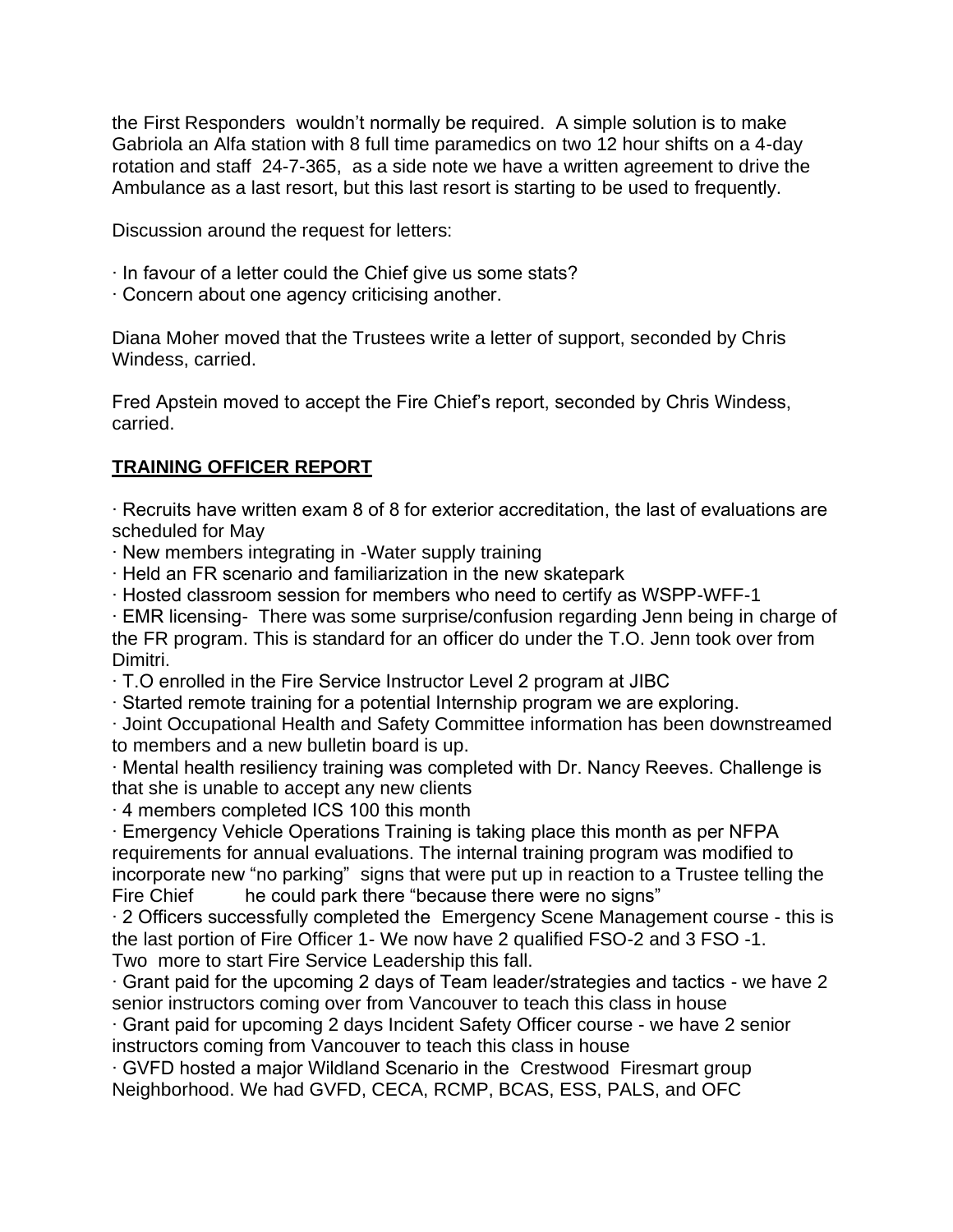the First Responders wouldn't normally be required. A simple solution is to make Gabriola an Alfa station with 8 full time paramedics on two 12 hour shifts on a 4-day rotation and staff 24-7-365, as a side note we have a written agreement to drive the Ambulance as a last resort, but this last resort is starting to be used to frequently.

Discussion around the request for letters:

· In favour of a letter could the Chief give us some stats?
· Concern about one agency criticising another.

Diana Moher moved that the Trustees write a letter of support, seconded by Chris Windess, carried.

Fred Apstein moved to accept the Fire Chief's report, seconded by Chris Windess, carried.

## TRAINING OFFICER REPORT

· Recruits have written exam 8 of 8 for exterior accreditation, the last of evaluations are scheduled for May
· New members integrating in -Water supply training
· Held an FR scenario and familiarization in the new skatepark
· Hosted classroom session for members who need to certify as WSPP-WFF-1
· EMR licensing- There was some surprise/confusion regarding Jenn being in charge of the FR program. This is standard for an officer do under the T.O. Jenn took over from Dimitri.
· T.O enrolled in the Fire Service Instructor Level 2 program at JIBC
· Started remote training for a potential Internship program we are exploring.
· Joint Occupational Health and Safety Committee information has been downstreamed to members and a new bulletin board is up.
· Mental health resiliency training was completed with Dr. Nancy Reeves. Challenge is that she is unable to accept any new clients
· 4 members completed ICS 100 this month
· Emergency Vehicle Operations Training is taking place this month as per NFPA requirements for annual evaluations. The internal training program was modified to incorporate new "no parking" signs that were put up in reaction to a Trustee telling the Fire Chief he could park there "because there were no signs"
· 2 Officers successfully completed the Emergency Scene Management course - this is the last portion of Fire Officer 1- We now have 2 qualified FSO-2 and 3 FSO -1. Two more to start Fire Service Leadership this fall.
· Grant paid for the upcoming 2 days of Team leader/strategies and tactics - we have 2 senior instructors coming over from Vancouver to teach this class in house
· Grant paid for upcoming 2 days Incident Safety Officer course - we have 2 senior instructors coming from Vancouver to teach this class in house
· GVFD hosted a major Wildland Scenario in the Crestwood Firesmart group Neighborhood. We had GVFD, CECA, RCMP, BCAS, ESS, PALS, and OFC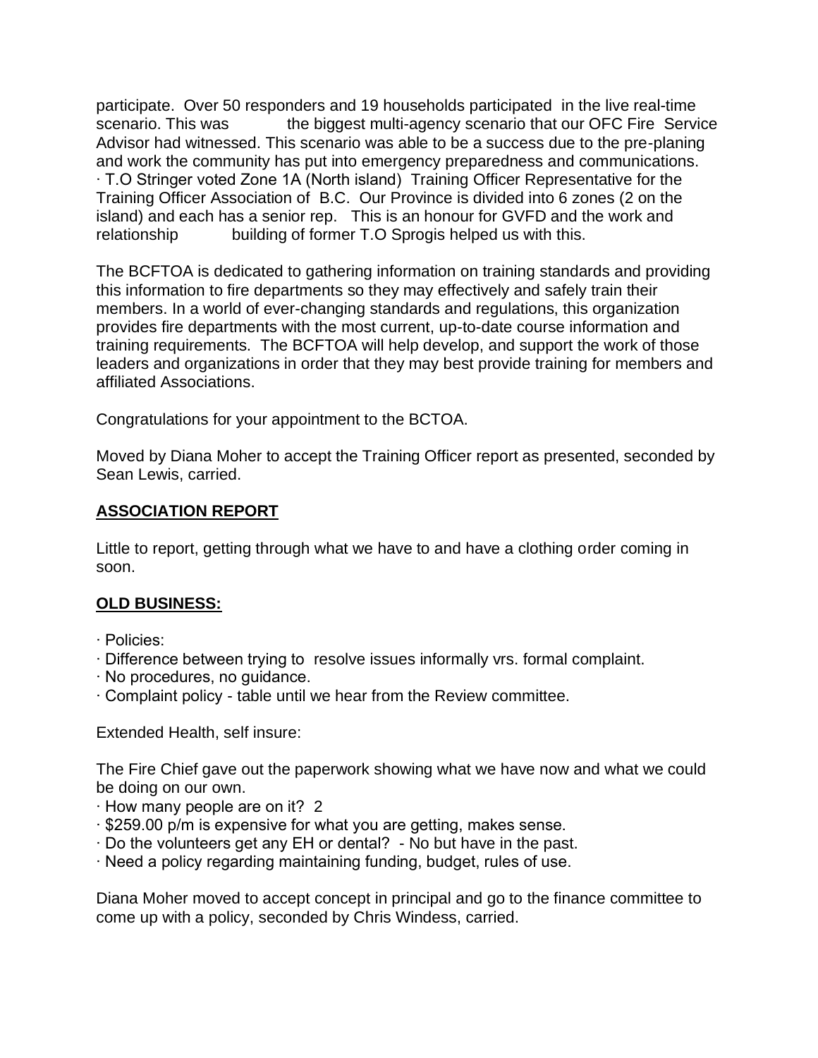participate. Over 50 responders and 19 households participated in the live real-time scenario. This was the biggest multi-agency scenario that our OFC Fire Service Advisor had witnessed. This scenario was able to be a success due to the pre-planing and work the community has put into emergency preparedness and communications.

· T.O Stringer voted Zone 1A (North island) Training Officer Representative for the Training Officer Association of B.C. Our Province is divided into 6 zones (2 on the island) and each has a senior rep. This is an honour for GVFD and the work and relationship building of former T.O Sprogis helped us with this.

The BCFTOA is dedicated to gathering information on training standards and providing this information to fire departments so they may effectively and safely train their members. In a world of ever-changing standards and regulations, this organization provides fire departments with the most current, up-to-date course information and training requirements. The BCFTOA will help develop, and support the work of those leaders and organizations in order that they may best provide training for members and affiliated Associations.

Congratulations for your appointment to the BCTOA.

Moved by Diana Moher to accept the Training Officer report as presented, seconded by Sean Lewis, carried.

## ASSOCIATION REPORT

Little to report, getting through what we have to and have a clothing order coming in soon.

## OLD BUSINESS:

· Policies:
· Difference between trying to resolve issues informally vrs. formal complaint.
· No procedures, no guidance.
· Complaint policy - table until we hear from the Review committee.

Extended Health, self insure:

The Fire Chief gave out the paperwork showing what we have now and what we could be doing on our own.
· How many people are on it? 2
· $259.00 p/m is expensive for what you are getting, makes sense.
· Do the volunteers get any EH or dental? - No but have in the past.
· Need a policy regarding maintaining funding, budget, rules of use.

Diana Moher moved to accept concept in principal and go to the finance committee to come up with a policy, seconded by Chris Windess, carried.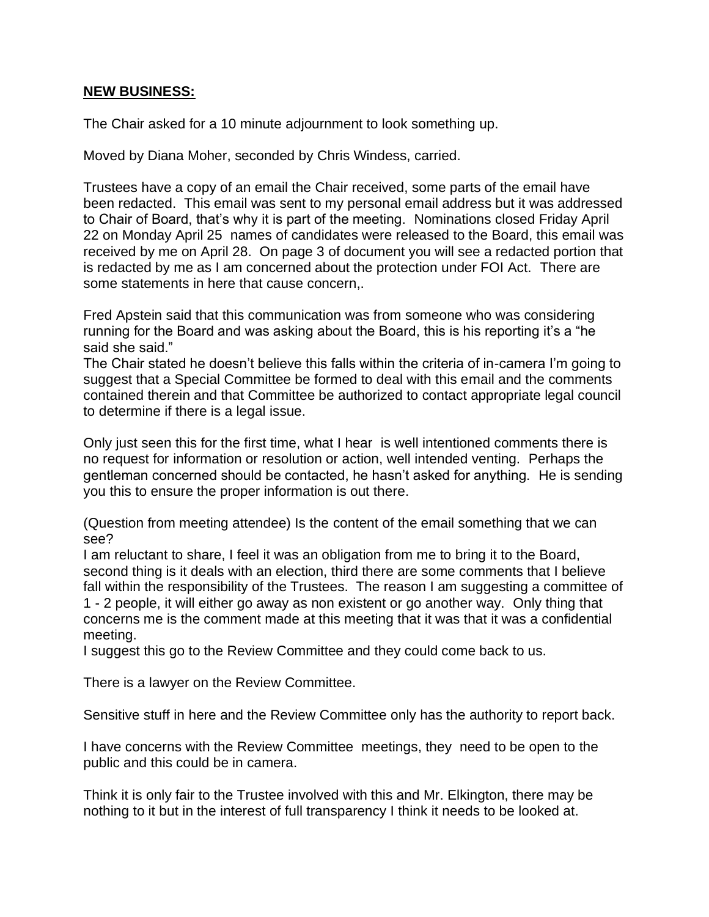**NEW BUSINESS:**

The Chair asked for a 10 minute adjournment to look something up.

Moved by Diana Moher, seconded by Chris Windess, carried.

Trustees have a copy of an email the Chair received, some parts of the email have been redacted. This email was sent to my personal email address but it was addressed to Chair of Board, that's why it is part of the meeting. Nominations closed Friday April 22 on Monday April 25 names of candidates were released to the Board, this email was received by me on April 28. On page 3 of document you will see a redacted portion that is redacted by me as I am concerned about the protection under FOI Act. There are some statements in here that cause concern,.

Fred Apstein said that this communication was from someone who was considering running for the Board and was asking about the Board, this is his reporting it's a "he said she said."

The Chair stated he doesn't believe this falls within the criteria of in-camera I'm going to suggest that a Special Committee be formed to deal with this email and the comments contained therein and that Committee be authorized to contact appropriate legal council to determine if there is a legal issue.

Only just seen this for the first time, what I hear is well intentioned comments there is no request for information or resolution or action, well intended venting. Perhaps the gentleman concerned should be contacted, he hasn't asked for anything. He is sending you this to ensure the proper information is out there.

(Question from meeting attendee) Is the content of the email something that we can see?

I am reluctant to share, I feel it was an obligation from me to bring it to the Board, second thing is it deals with an election, third there are some comments that I believe fall within the responsibility of the Trustees. The reason I am suggesting a committee of 1 - 2 people, it will either go away as non existent or go another way. Only thing that concerns me is the comment made at this meeting that it was that it was a confidential meeting.

I suggest this go to the Review Committee and they could come back to us.

There is a lawyer on the Review Committee.

Sensitive stuff in here and the Review Committee only has the authority to report back.

I have concerns with the Review Committee meetings, they need to be open to the public and this could be in camera.

Think it is only fair to the Trustee involved with this and Mr. Elkington, there may be nothing to it but in the interest of full transparency I think it needs to be looked at.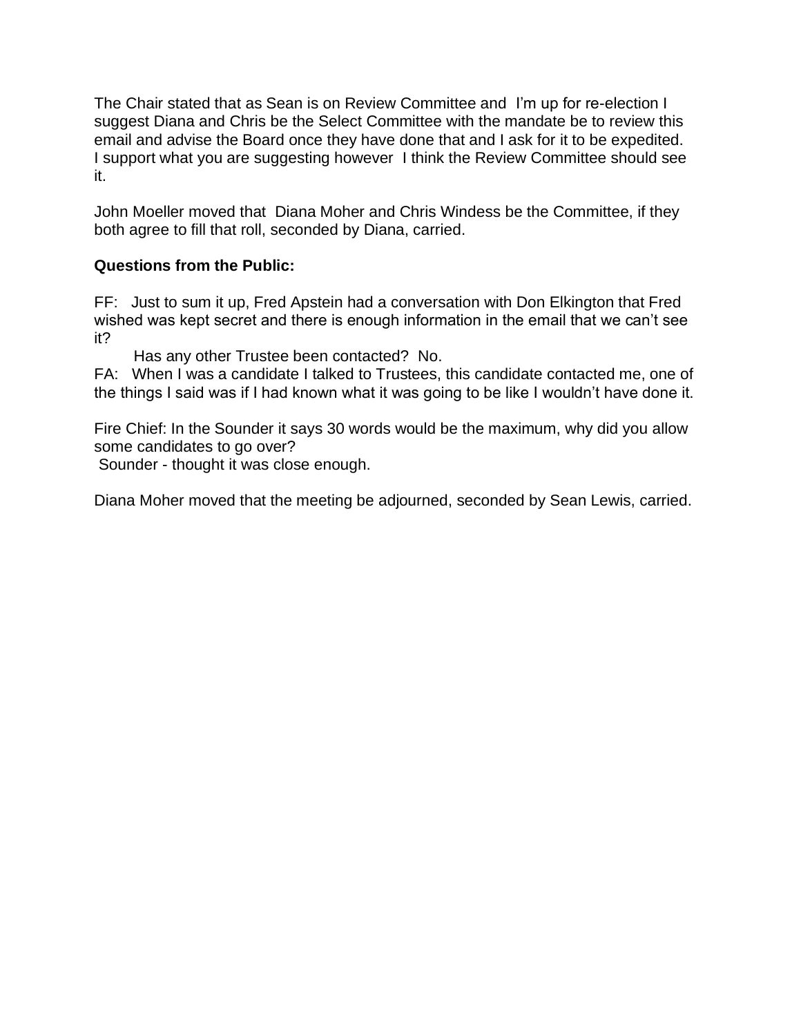The Chair stated that as Sean is on Review Committee and I'm up for re-election I suggest Diana and Chris be the Select Committee with the mandate be to review this email and advise the Board once they have done that and I ask for it to be expedited. I support what you are suggesting however I think the Review Committee should see it.

John Moeller moved that Diana Moher and Chris Windess be the Committee, if they both agree to fill that roll, seconded by Diana, carried.

**Questions from the Public:**

FF: Just to sum it up, Fred Apstein had a conversation with Don Elkington that Fred wished was kept secret and there is enough information in the email that we can't see it?

Has any other Trustee been contacted? No.

FA: When I was a candidate I talked to Trustees, this candidate contacted me, one of the things I said was if I had known what it was going to be like I wouldn't have done it.

Fire Chief: In the Sounder it says 30 words would be the maximum, why did you allow some candidates to go over?

Sounder - thought it was close enough.

Diana Moher moved that the meeting be adjourned, seconded by Sean Lewis, carried.